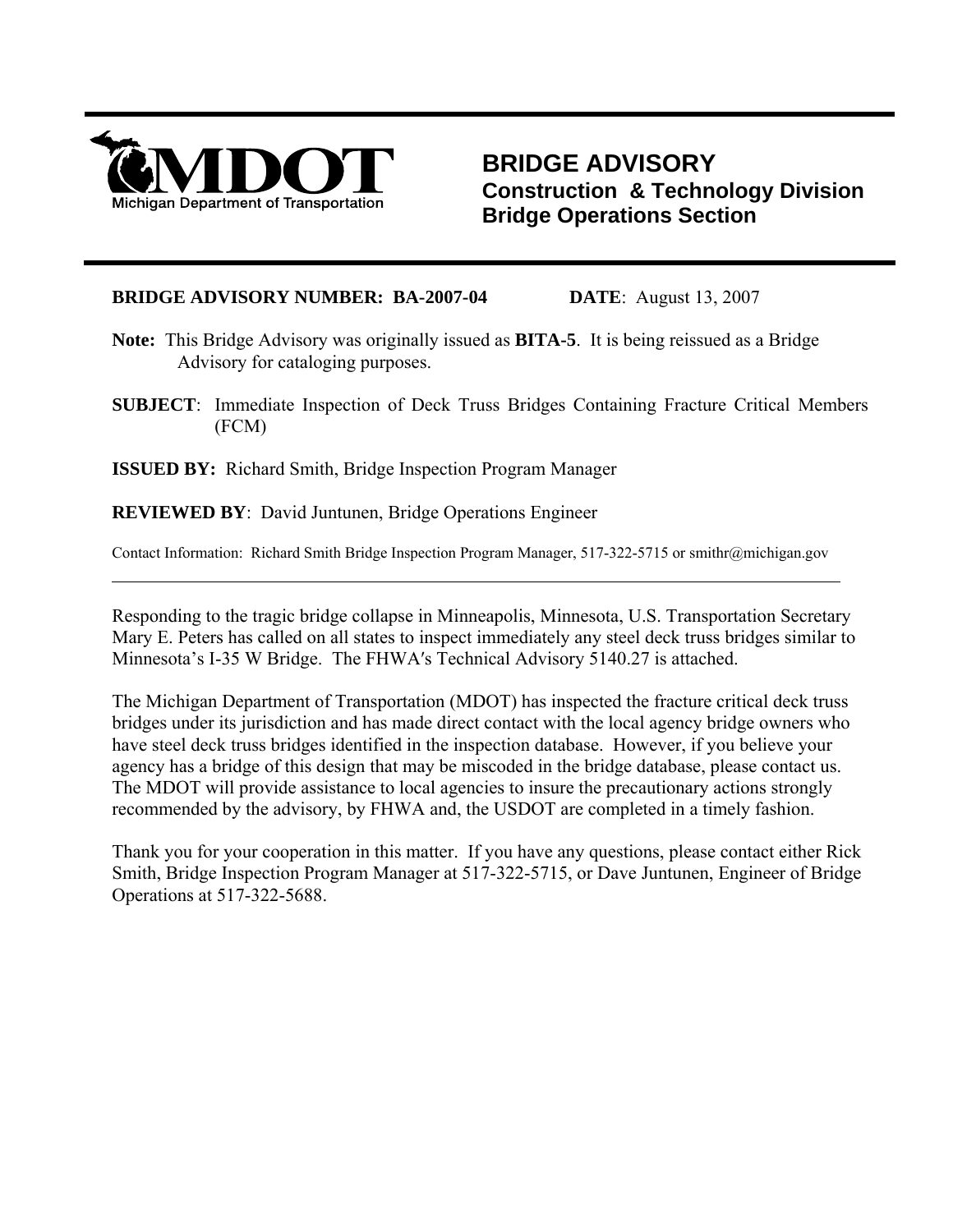MDOT
Michigan Department of Transportation

# BRIDGE ADVISORY
## Construction & Technology Division
## Bridge Operations Section

**BRIDGE ADVISORY NUMBER: BA-2007-04** **DATE**: August 13, 2007

**Note:** This Bridge Advisory was originally issued as **BITA-5**. It is being reissued as a Bridge Advisory for cataloging purposes.

**SUBJECT**: Immediate Inspection of Deck Truss Bridges Containing Fracture Critical Members (FCM)

**ISSUED BY:** Richard Smith, Bridge Inspection Program Manager

**REVIEWED BY**: David Juntunen, Bridge Operations Engineer

Contact Information: Richard Smith Bridge Inspection Program Manager, 517-322-5715 or smithr@michigan.gov

---

Responding to the tragic bridge collapse in Minneapolis, Minnesota, U.S. Transportation Secretary Mary E. Peters has called on all states to inspect immediately any steel deck truss bridges similar to Minnesota's I-35 W Bridge. The FHWA′s Technical Advisory 5140.27 is attached.

The Michigan Department of Transportation (MDOT) has inspected the fracture critical deck truss bridges under its jurisdiction and has made direct contact with the local agency bridge owners who have steel deck truss bridges identified in the inspection database. However, if you believe your agency has a bridge of this design that may be miscoded in the bridge database, please contact us. The MDOT will provide assistance to local agencies to insure the precautionary actions strongly recommended by the advisory, by FHWA and, the USDOT are completed in a timely fashion.

Thank you for your cooperation in this matter. If you have any questions, please contact either Rick Smith, Bridge Inspection Program Manager at 517-322-5715, or Dave Juntunen, Engineer of Bridge Operations at 517-322-5688.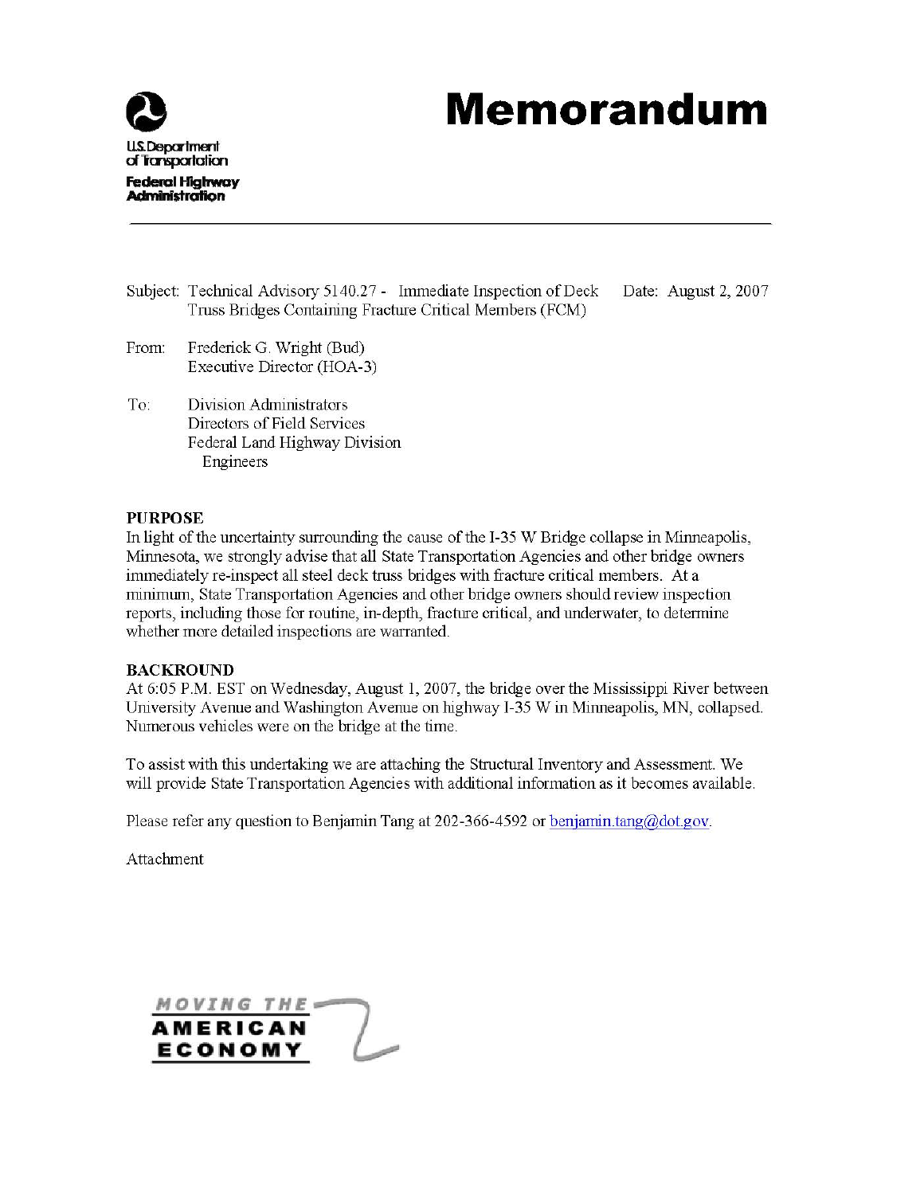U.S. Department of Transportation
Federal Highway Administration

# Memorandum

Subject: Technical Advisory 5140.27 - Immediate Inspection of Deck Truss Bridges Containing Fracture Critical Members (FCM)

Date: August 2, 2007

From: Frederick G. Wright (Bud)
Executive Director (HOA-3)

To: Division Administrators
Directors of Field Services
Federal Land Highway Division
Engineers

**PURPOSE**

In light of the uncertainty surrounding the cause of the I-35 W Bridge collapse in Minneapolis, Minnesota, we strongly advise that all State Transportation Agencies and other bridge owners immediately re-inspect all steel deck truss bridges with fracture critical members. At a minimum, State Transportation Agencies and other bridge owners should review inspection reports, including those for routine, in-depth, fracture critical, and underwater, to determine whether more detailed inspections are warranted.

**BACKROUND**

At 6:05 P.M. EST on Wednesday, August 1, 2007, the bridge over the Mississippi River between University Avenue and Washington Avenue on highway I-35 W in Minneapolis, MN, collapsed. Numerous vehicles were on the bridge at the time.

To assist with this undertaking we are attaching the Structural Inventory and Assessment. We will provide State Transportation Agencies with additional information as it becomes available.

Please refer any question to Benjamin Tang at 202-366-4592 or benjamin.tang@dot.gov.

Attachment

MOVING THE AMERICAN ECONOMY